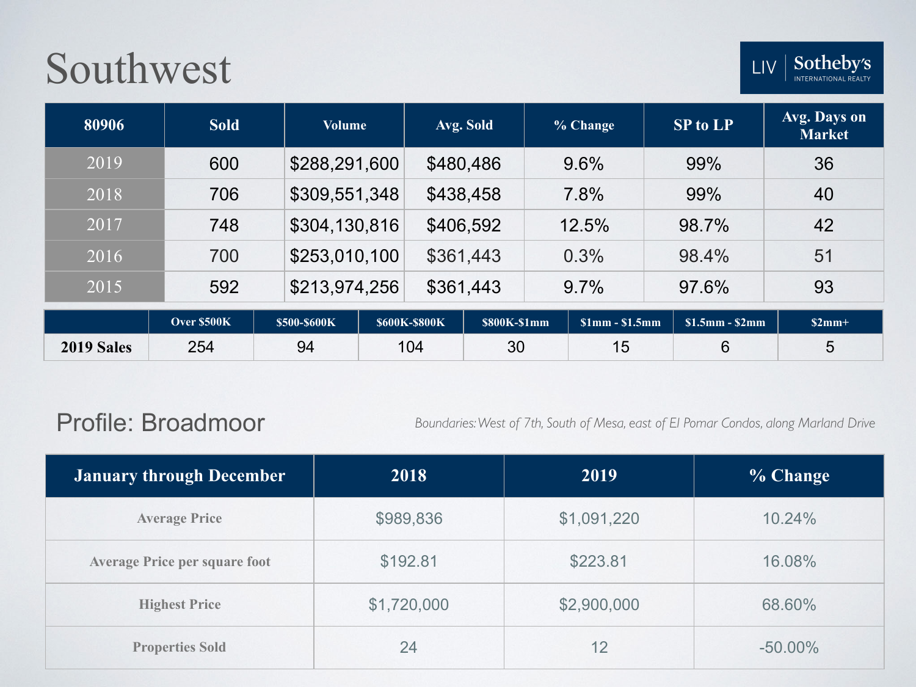# Southwest

LIV | Sotheby's INTERNATIONAL REALTY

| 80906 | Sold | Volume | Avg. Sold | % Change | SP to LP | Avg. Days on Market |
|---|---|---|---|---|---|---|
| 2019 | 600 | $288,291,600 | $480,486 | 9.6% | 99% | 36 |
| 2018 | 706 | $309,551,348 | $438,458 | 7.8% | 99% | 40 |
| 2017 | 748 | $304,130,816 | $406,592 | 12.5% | 98.7% | 42 |
| 2016 | 700 | $253,010,100 | $361,443 | 0.3% | 98.4% | 51 |
| 2015 | 592 | $213,974,256 | $361,443 | 9.7% | 97.6% | 93 |

| | Over $500K | $500-$600K | $600K-$800K | $800K-$1mm | $1mm - $1.5mm | $1.5mm - $2mm | $2mm+ |
|---|---|---|---|---|---|---|---|
| **2019 Sales** | 254 | 94 | 104 | 30 | 15 | 6 | 5 |

## Profile: Broadmoor

*Boundaries: West of 7th, South of Mesa, east of El Pomar Condos, along Marland Drive*

| January through December | 2018 | 2019 | % Change |
|---|---|---|---|
| Average Price | $989,836 | $1,091,220 | 10.24% |
| Average Price per square foot | $192.81 | $223.81 | 16.08% |
| Highest Price | $1,720,000 | $2,900,000 | 68.60% |
| Properties Sold | 24 | 12 | -50.00% |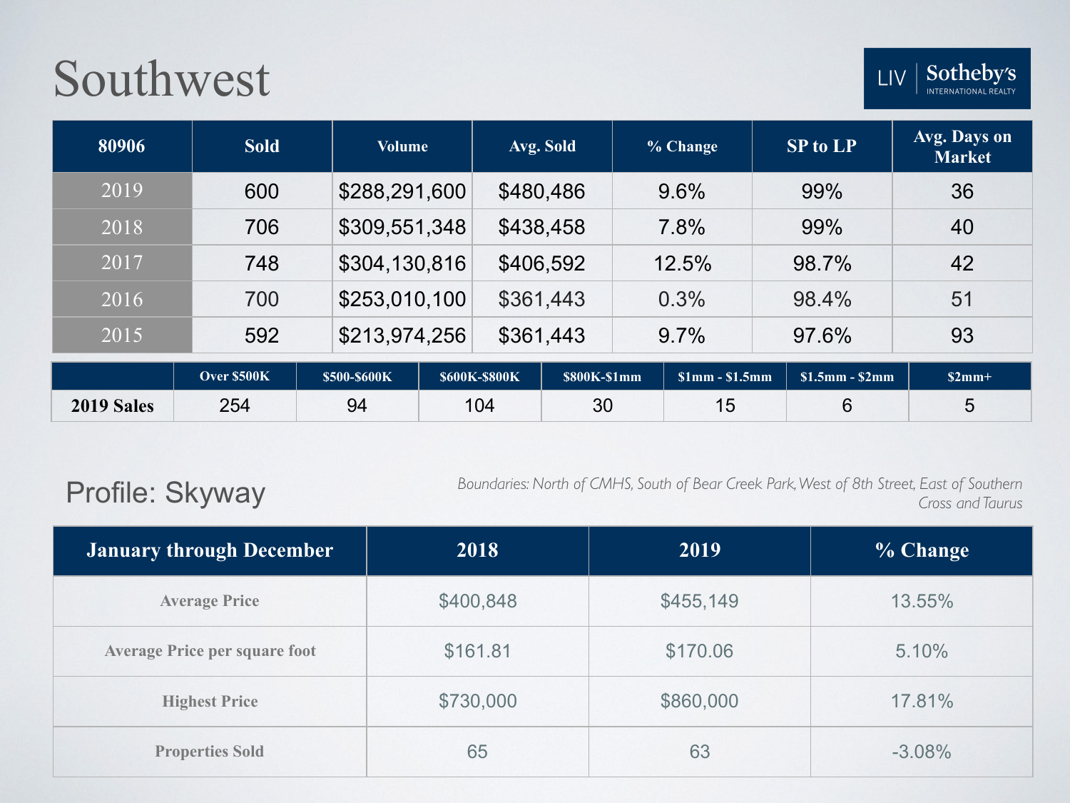# Southwest

LIV | Sotheby's INTERNATIONAL REALTY

| 80906 | Sold | Volume | Avg. Sold | % Change | SP to LP | Avg. Days on Market |
|---|---|---|---|---|---|---|
| 2019 | 600 | $288,291,600 | $480,486 | 9.6% | 99% | 36 |
| 2018 | 706 | $309,551,348 | $438,458 | 7.8% | 99% | 40 |
| 2017 | 748 | $304,130,816 | $406,592 | 12.5% | 98.7% | 42 |
| 2016 | 700 | $253,010,100 | $361,443 | 0.3% | 98.4% | 51 |
| 2015 | 592 | $213,974,256 | $361,443 | 9.7% | 97.6% | 93 |

| | Over $500K | $500-$600K | $600K-$800K | $800K-$1mm | $1mm - $1.5mm | $1.5mm - $2mm | $2mm+ |
|---|---|---|---|---|---|---|---|
| **2019 Sales** | 254 | 94 | 104 | 30 | 15 | 6 | 5 |

## Profile: Skyway

*Boundaries: North of CMHS, South of Bear Creek Park, West of 8th Street, East of Southern Cross and Taurus*

| January through December | 2018 | 2019 | % Change |
|---|---|---|---|
| Average Price | $400,848 | $455,149 | 13.55% |
| Average Price per square foot | $161.81 | $170.06 | 5.10% |
| Highest Price | $730,000 | $860,000 | 17.81% |
| Properties Sold | 65 | 63 | -3.08% |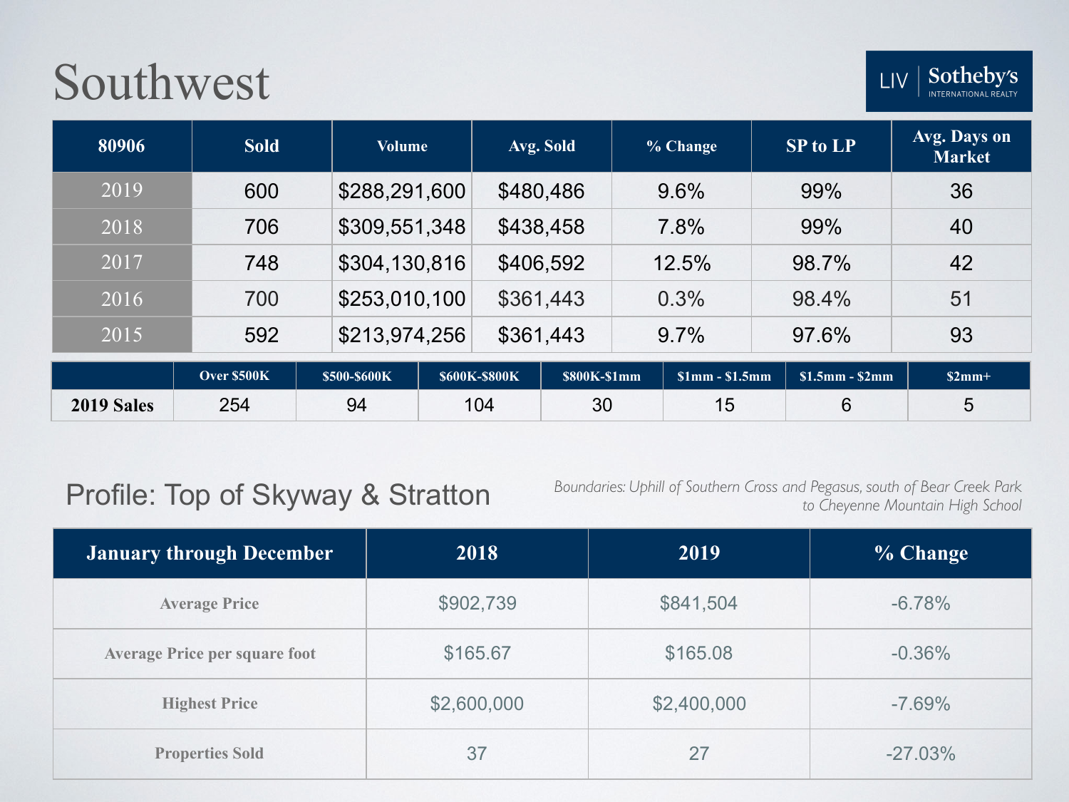# Southwest

LIV | Sotheby's INTERNATIONAL REALTY

| 80906 | Sold | Volume | Avg. Sold | % Change | SP to LP | Avg. Days on Market |
|---|---|---|---|---|---|---|
| 2019 | 600 | $288,291,600 | $480,486 | 9.6% | 99% | 36 |
| 2018 | 706 | $309,551,348 | $438,458 | 7.8% | 99% | 40 |
| 2017 | 748 | $304,130,816 | $406,592 | 12.5% | 98.7% | 42 |
| 2016 | 700 | $253,010,100 | $361,443 | 0.3% | 98.4% | 51 |
| 2015 | 592 | $213,974,256 | $361,443 | 9.7% | 97.6% | 93 |

| | Over $500K | $500-$600K | $600K-$800K | $800K-$1mm | $1mm - $1.5mm | $1.5mm - $2mm | $2mm+ |
|---|---|---|---|---|---|---|---|
| **2019 Sales** | 254 | 94 | 104 | 30 | 15 | 6 | 5 |

## Profile: Top of Skyway & Stratton

*Boundaries: Uphill of Southern Cross and Pegasus, south of Bear Creek Park to Cheyenne Mountain High School*

| January through December | 2018 | 2019 | % Change |
|---|---|---|---|
| Average Price | $902,739 | $841,504 | -6.78% |
| Average Price per square foot | $165.67 | $165.08 | -0.36% |
| Highest Price | $2,600,000 | $2,400,000 | -7.69% |
| Properties Sold | 37 | 27 | -27.03% |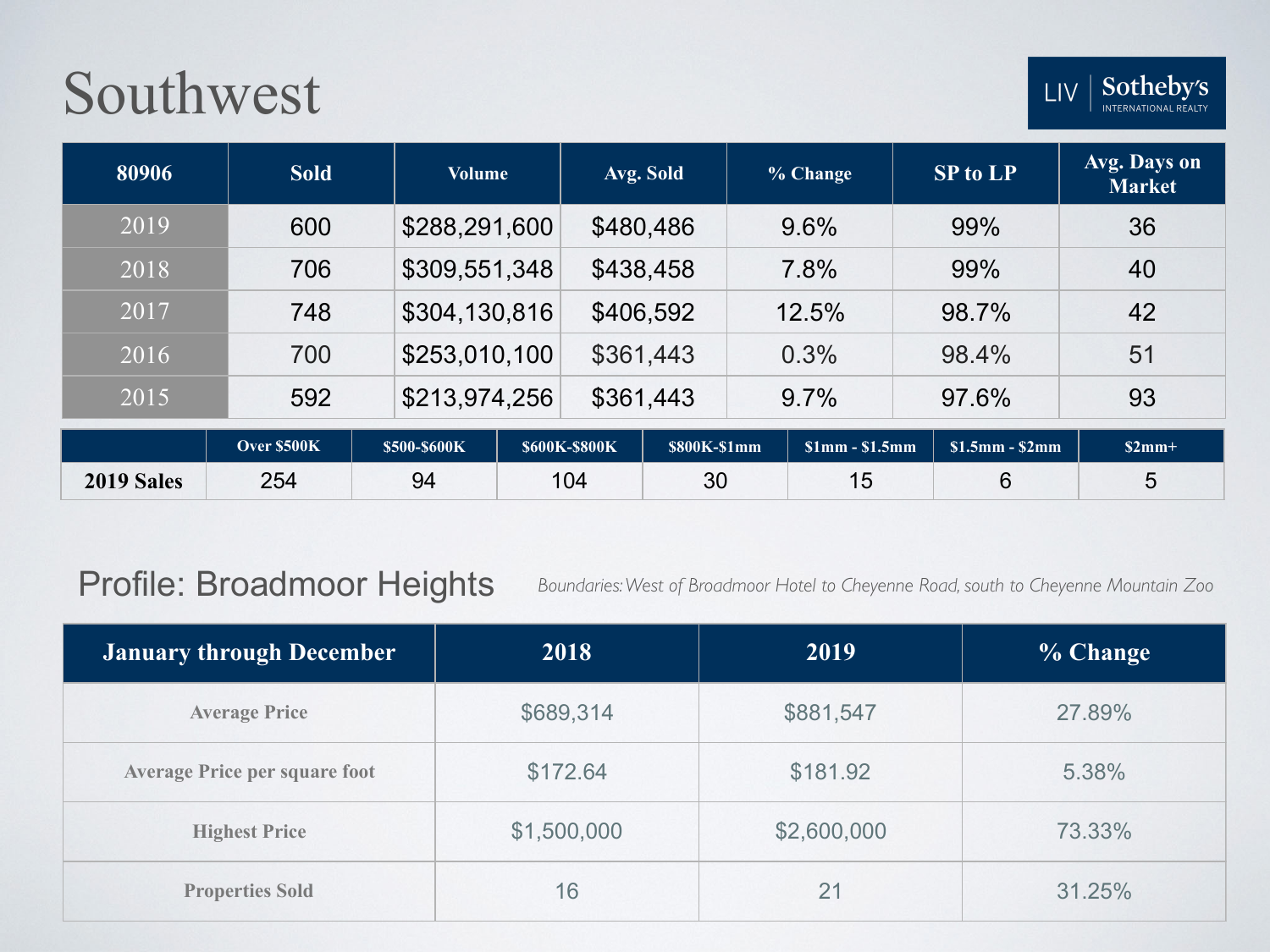# Southwest

LIV Sotheby's INTERNATIONAL REALTY

| 80906 | Sold | Volume | Avg. Sold | % Change | SP to LP | Avg. Days on Market |
|---|---|---|---|---|---|---|
| 2019 | 600 | $288,291,600 | $480,486 | 9.6% | 99% | 36 |
| 2018 | 706 | $309,551,348 | $438,458 | 7.8% | 99% | 40 |
| 2017 | 748 | $304,130,816 | $406,592 | 12.5% | 98.7% | 42 |
| 2016 | 700 | $253,010,100 | $361,443 | 0.3% | 98.4% | 51 |
| 2015 | 592 | $213,974,256 | $361,443 | 9.7% | 97.6% | 93 |

| | Over $500K | $500-$600K | $600K-$800K | $800K-$1mm | $1mm - $1.5mm | $1.5mm - $2mm | $2mm+ |
|---|---|---|---|---|---|---|---|
| **2019 Sales** | 254 | 94 | 104 | 30 | 15 | 6 | 5 |

## Profile: Broadmoor Heights

*Boundaries: West of Broadmoor Hotel to Cheyenne Road, south to Cheyenne Mountain Zoo*

| January through December | 2018 | 2019 | % Change |
|---|---|---|---|
| Average Price | $689,314 | $881,547 | 27.89% |
| Average Price per square foot | $172.64 | $181.92 | 5.38% |
| Highest Price | $1,500,000 | $2,600,000 | 73.33% |
| Properties Sold | 16 | 21 | 31.25% |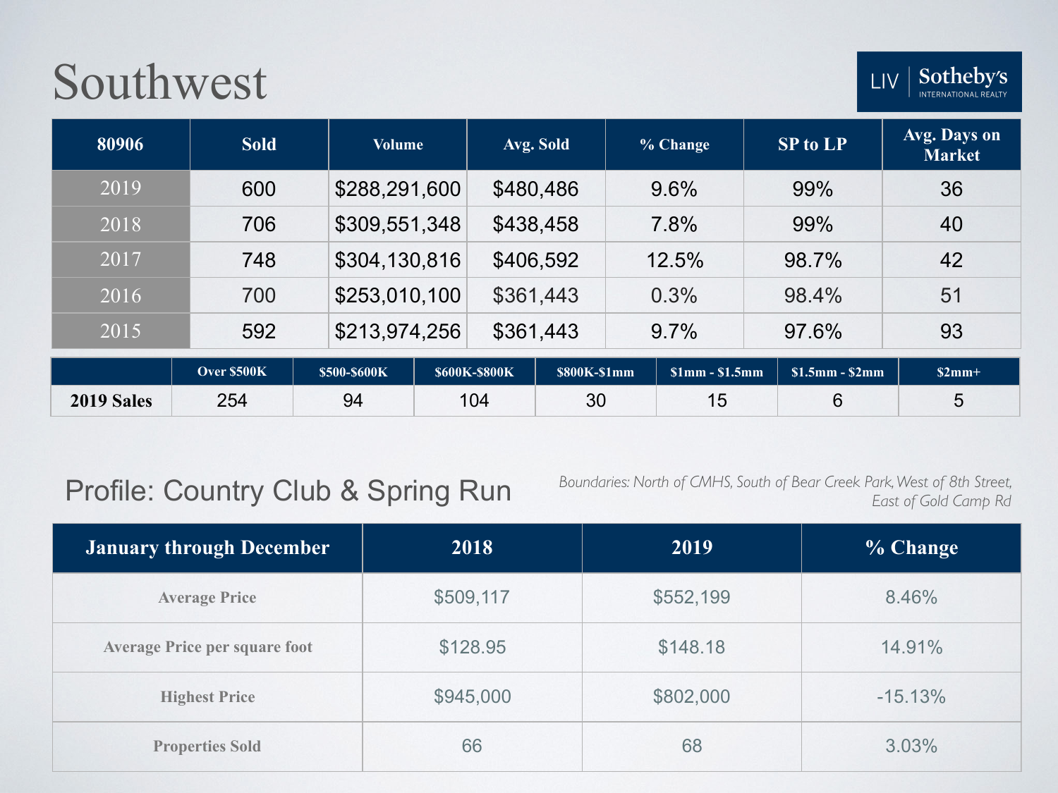# Southwest

LIV | Sotheby's INTERNATIONAL REALTY

| 80906 | Sold | Volume | Avg. Sold | % Change | SP to LP | Avg. Days on Market |
|---|---|---|---|---|---|---|
| 2019 | 600 | $288,291,600 | $480,486 | 9.6% | 99% | 36 |
| 2018 | 706 | $309,551,348 | $438,458 | 7.8% | 99% | 40 |
| 2017 | 748 | $304,130,816 | $406,592 | 12.5% | 98.7% | 42 |
| 2016 | 700 | $253,010,100 | $361,443 | 0.3% | 98.4% | 51 |
| 2015 | 592 | $213,974,256 | $361,443 | 9.7% | 97.6% | 93 |

| | Over $500K | $500-$600K | $600K-$800K | $800K-$1mm | $1mm - $1.5mm | $1.5mm - $2mm | $2mm+ |
|---|---|---|---|---|---|---|---|
| **2019 Sales** | 254 | 94 | 104 | 30 | 15 | 6 | 5 |

## Profile: Country Club & Spring Run

*Boundaries: North of CMHS, South of Bear Creek Park, West of 8th Street, East of Gold Camp Rd*

| January through December | 2018 | 2019 | % Change |
|---|---|---|---|
| Average Price | $509,117 | $552,199 | 8.46% |
| Average Price per square foot | $128.95 | $148.18 | 14.91% |
| Highest Price | $945,000 | $802,000 | -15.13% |
| Properties Sold | 66 | 68 | 3.03% |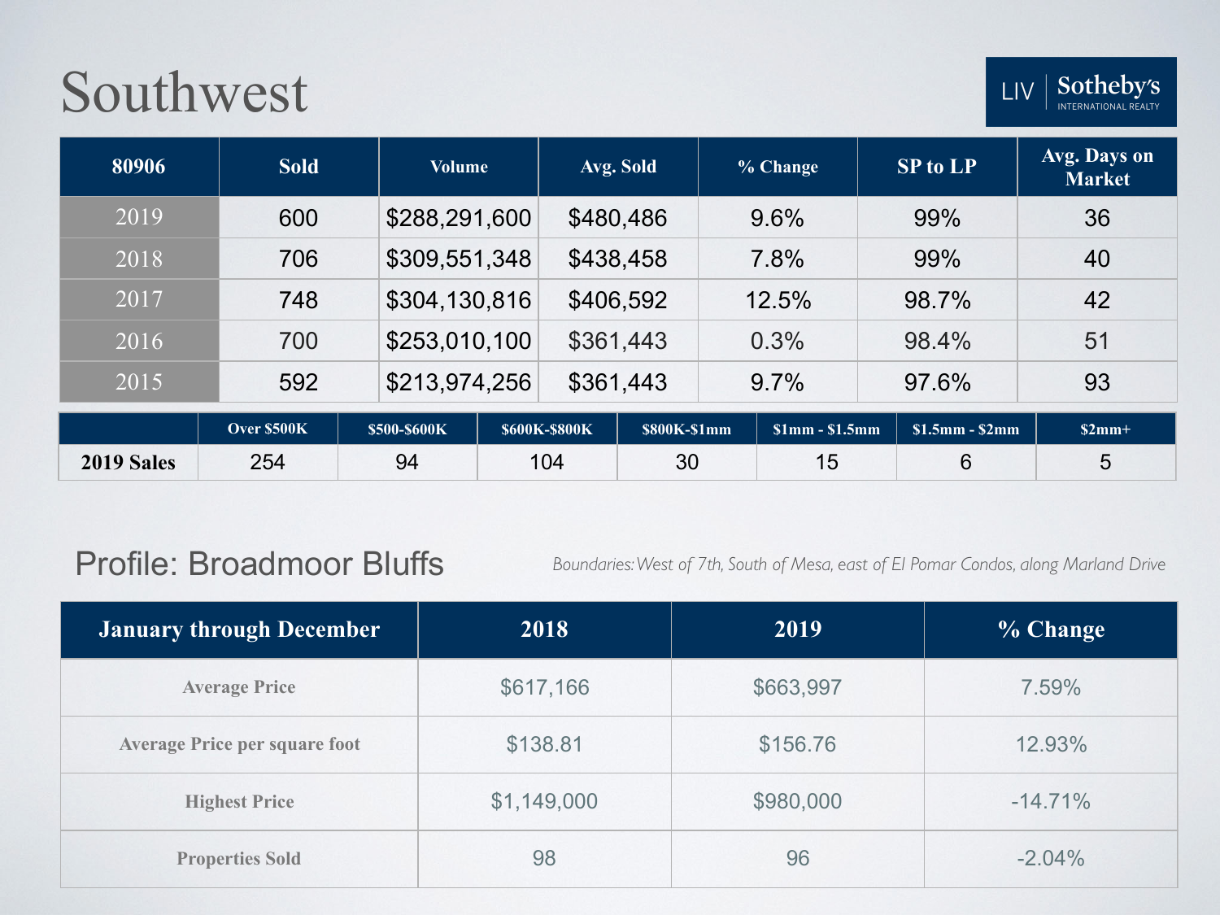# Southwest

LIV Sotheby's INTERNATIONAL REALTY

| 80906 | Sold | Volume | Avg. Sold | % Change | SP to LP | Avg. Days on Market |
|---|---|---|---|---|---|---|
| 2019 | 600 | $288,291,600 | $480,486 | 9.6% | 99% | 36 |
| 2018 | 706 | $309,551,348 | $438,458 | 7.8% | 99% | 40 |
| 2017 | 748 | $304,130,816 | $406,592 | 12.5% | 98.7% | 42 |
| 2016 | 700 | $253,010,100 | $361,443 | 0.3% | 98.4% | 51 |
| 2015 | 592 | $213,974,256 | $361,443 | 9.7% | 97.6% | 93 |

| | Over $500K | $500-$600K | $600K-$800K | $800K-$1mm | $1mm - $1.5mm | $1.5mm - $2mm | $2mm+ |
|---|---|---|---|---|---|---|---|
| **2019 Sales** | 254 | 94 | 104 | 30 | 15 | 6 | 5 |

## Profile: Broadmoor Bluffs

*Boundaries: West of 7th, South of Mesa, east of El Pomar Condos, along Marland Drive*

| January through December | 2018 | 2019 | % Change |
|---|---|---|---|
| Average Price | $617,166 | $663,997 | 7.59% |
| Average Price per square foot | $138.81 | $156.76 | 12.93% |
| Highest Price | $1,149,000 | $980,000 | -14.71% |
| Properties Sold | 98 | 96 | -2.04% |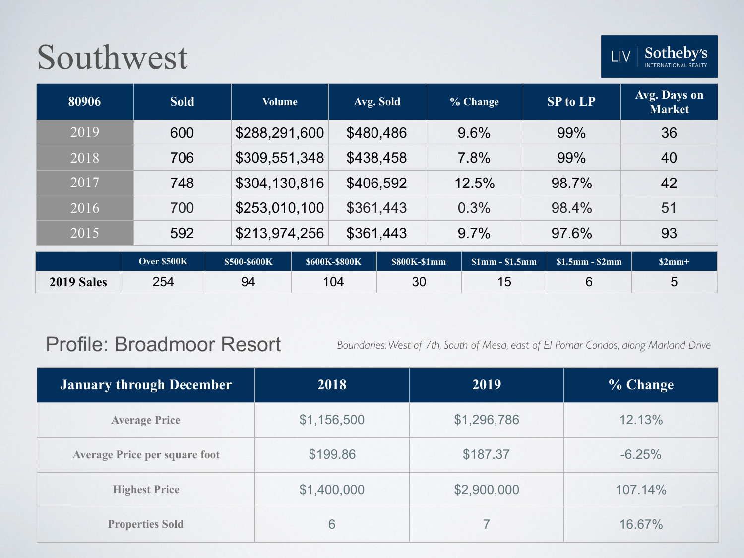# Southwest

LIV Sotheby's INTERNATIONAL REALTY

| 80906 | Sold | Volume | Avg. Sold | % Change | SP to LP | Avg. Days on Market |
|---|---|---|---|---|---|---|
| 2019 | 600 | $288,291,600 | $480,486 | 9.6% | 99% | 36 |
| 2018 | 706 | $309,551,348 | $438,458 | 7.8% | 99% | 40 |
| 2017 | 748 | $304,130,816 | $406,592 | 12.5% | 98.7% | 42 |
| 2016 | 700 | $253,010,100 | $361,443 | 0.3% | 98.4% | 51 |
| 2015 | 592 | $213,974,256 | $361,443 | 9.7% | 97.6% | 93 |

| | Over $500K | $500-$600K | $600K-$800K | $800K-$1mm | $1mm - $1.5mm | $1.5mm - $2mm | $2mm+ |
|---|---|---|---|---|---|---|---|
| **2019 Sales** | 254 | 94 | 104 | 30 | 15 | 6 | 5 |

## Profile: Broadmoor Resort

*Boundaries: West of 7th, South of Mesa, east of El Pomar Condos, along Marland Drive*

| January through December | 2018 | 2019 | % Change |
|---|---|---|---|
| Average Price | $1,156,500 | $1,296,786 | 12.13% |
| Average Price per square foot | $199.86 | $187.37 | -6.25% |
| Highest Price | $1,400,000 | $2,900,000 | 107.14% |
| Properties Sold | 6 | 7 | 16.67% |